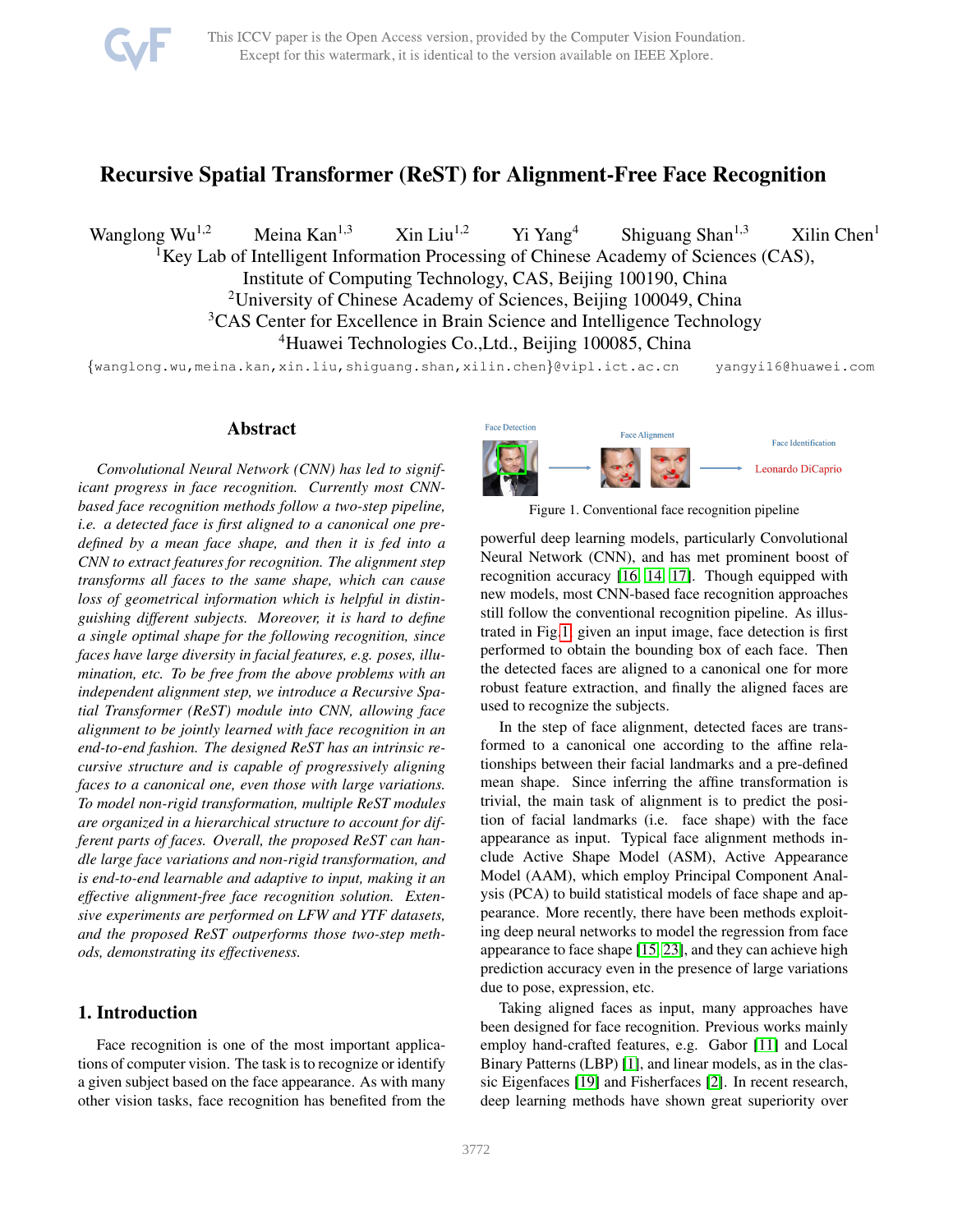# Recursive Spatial Transformer (ReST) for Alignment-Free Face Recognition

Wanglong Wu[1,2] Meina Kan[1,3] Xin Liu[1,2] Yi Yang[4] Shiguang Shan[1,3] Xilin Chen[1]

[1]Key Lab of Intelligent Information Processing of Chinese Academy of Sciences (CAS), Institute of Computing Technology, CAS, Beijing 100190, China

[2]University of Chinese Academy of Sciences, Beijing 100049, China

[3]CAS Center for Excellence in Brain Science and Intelligence Technology

[4]Huawei Technologies Co.,Ltd., Beijing 100085, China

{wanglong.wu,meina.kan,xin.liu,shiguang.shan,xilin.chen}@vipl.ict.ac.cn yangyi16@huawei.com

## Abstract

*Convolutional Neural Network (CNN) has led to significant progress in face recognition. Currently most CNN-based face recognition methods follow a two-step pipeline, i.e. a detected face is first aligned to a canonical one predefined by a mean face shape, and then it is fed into a CNN to extract features for recognition. The alignment step transforms all faces to the same shape, which can cause loss of geometrical information which is helpful in distinguishing different subjects. Moreover, it is hard to define a single optimal shape for the following recognition, since faces have large diversity in facial features, e.g. poses, illumination, etc. To be free from the above problems with an independent alignment step, we introduce a Recursive Spatial Transformer (ReST) module into CNN, allowing face alignment to be jointly learned with face recognition in an end-to-end fashion. The designed ReST has an intrinsic recursive structure and is capable of progressively aligning faces to a canonical one, even those with large variations. To model non-rigid transformation, multiple ReST modules are organized in a hierarchical structure to account for different parts of faces. Overall, the proposed ReST can handle large face variations and non-rigid transformation, and is end-to-end learnable and adaptive to input, making it an effective alignment-free face recognition solution. Extensive experiments are performed on LFW and YTF datasets, and the proposed ReST outperforms those two-step methods, demonstrating its effectiveness.*

## 1. Introduction

Face recognition is one of the most important applications of computer vision. The task is to recognize or identify a given subject based on the face appearance. As with many other vision tasks, face recognition has benefited from the powerful deep learning models, particularly Convolutional Neural Network (CNN), and has met prominent boost of recognition accuracy [16, 14, 17]. Though equipped with new models, most CNN-based face recognition approaches still follow the conventional recognition pipeline. As illustrated in Fig. 1, given an input image, face detection is first performed to obtain the bounding box of each face. Then the detected faces are aligned to a canonical one for more robust feature extraction, and finally the aligned faces are used to recognize the subjects.

Face Detection

Face Alignment

Face Identification

Leonardo DiCaprio

Figure 1. Conventional face recognition pipeline

In the step of face alignment, detected faces are transformed to a canonical one according to the affine relationships between their facial landmarks and a pre-defined mean shape. Since inferring the affine transformation is trivial, the main task of alignment is to predict the position of facial landmarks (i.e. face shape) with the face appearance as input. Typical face alignment methods include Active Shape Model (ASM), Active Appearance Model (AAM), which employ Principal Component Analysis (PCA) to build statistical models of face shape and appearance. More recently, there have been methods exploiting deep neural networks to model the regression from face appearance to face shape [15, 23], and they can achieve high prediction accuracy even in the presence of large variations due to pose, expression, etc.

Taking aligned faces as input, many approaches have been designed for face recognition. Previous works mainly employ hand-crafted features, e.g. Gabor [11] and Local Binary Patterns (LBP) [1], and linear models, as in the classic Eigenfaces [19] and Fisherfaces [2]. In recent research, deep learning methods have shown great superiority over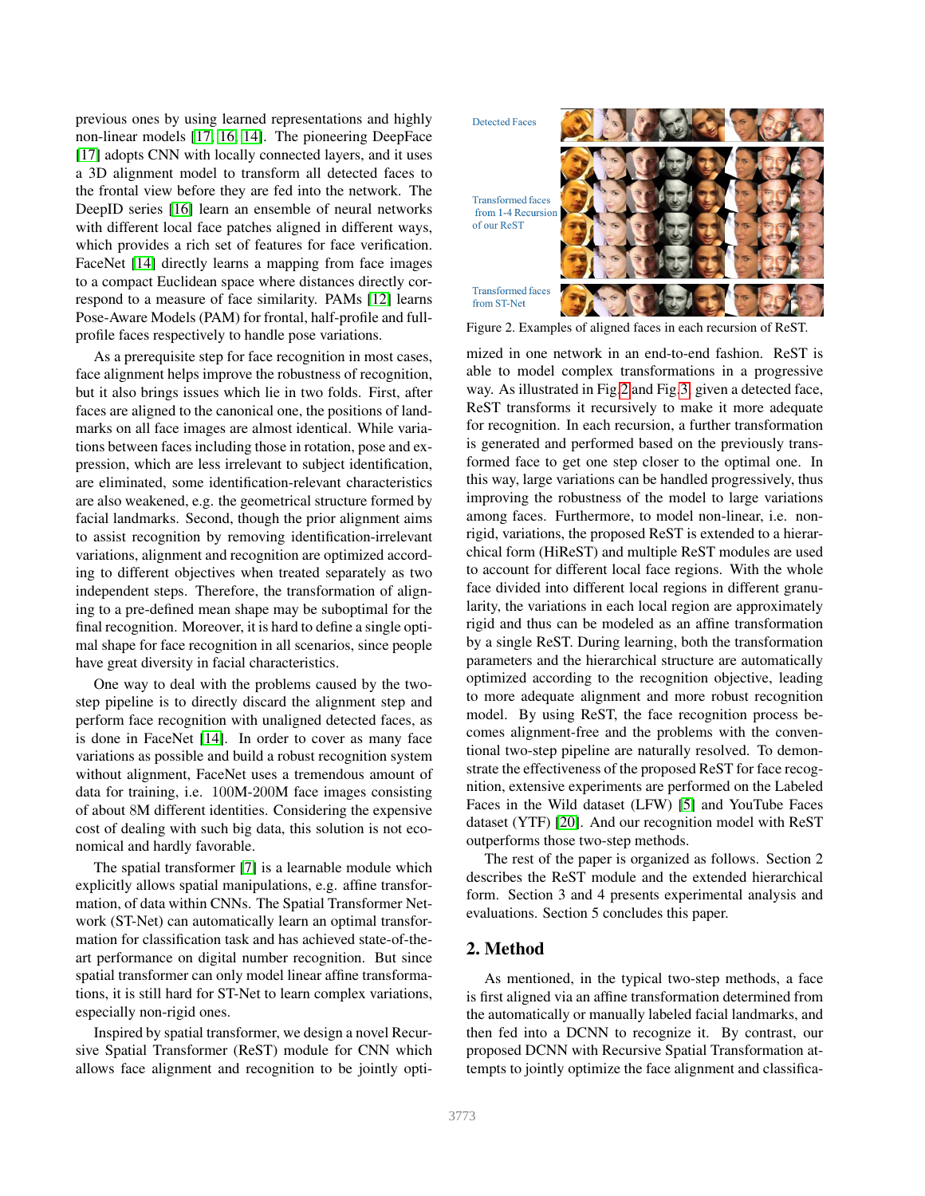previous ones by using learned representations and highly non-linear models [17, 16, 14]. The pioneering DeepFace [17] adopts CNN with locally connected layers, and it uses a 3D alignment model to transform all detected faces to the frontal view before they are fed into the network. The DeepID series [16] learn an ensemble of neural networks with different local face patches aligned in different ways, which provides a rich set of features for face verification. FaceNet [14] directly learns a mapping from face images to a compact Euclidean space where distances directly correspond to a measure of face similarity. PAMs [12] learns Pose-Aware Models (PAM) for frontal, half-profile and full-profile faces respectively to handle pose variations.

As a prerequisite step for face recognition in most cases, face alignment helps improve the robustness of recognition, but it also brings issues which lie in two folds. First, after faces are aligned to the canonical one, the positions of landmarks on all face images are almost identical. While variations between faces including those in rotation, pose and expression, which are less irrelevant to subject identification, are eliminated, some identification-relevant characteristics are also weakened, e.g. the geometrical structure formed by facial landmarks. Second, though the prior alignment aims to assist recognition by removing identification-irrelevant variations, alignment and recognition are optimized according to different objectives when treated separately as two independent steps. Therefore, the transformation of aligning to a pre-defined mean shape may be suboptimal for the final recognition. Moreover, it is hard to define a single optimal shape for face recognition in all scenarios, since people have great diversity in facial characteristics.

One way to deal with the problems caused by the two-step pipeline is to directly discard the alignment step and perform face recognition with unaligned detected faces, as is done in FaceNet [14]. In order to cover as many face variations as possible and build a robust recognition system without alignment, FaceNet uses a tremendous amount of data for training, i.e. 100M-200M face images consisting of about 8M different identities. Considering the expensive cost of dealing with such big data, this solution is not economical and hardly favorable.

The spatial transformer [7] is a learnable module which explicitly allows spatial manipulations, e.g. affine transformation, of data within CNNs. The Spatial Transformer Network (ST-Net) can automatically learn an optimal transformation for classification task and has achieved state-of-the-art performance on digital number recognition. But since spatial transformer can only model linear affine transformations, it is still hard for ST-Net to learn complex variations, especially non-rigid ones.

Inspired by spatial transformer, we design a novel Recursive Spatial Transformer (ReST) module for CNN which allows face alignment and recognition to be jointly optimized in one network in an end-to-end fashion. ReST is able to model complex transformations in a progressive way. As illustrated in Fig.2 and Fig.3, given a detected face, ReST transforms it recursively to make it more adequate for recognition. In each recursion, a further transformation is generated and performed based on the previously transformed face to get one step closer to the optimal one. In this way, large variations can be handled progressively, thus improving the robustness of the model to large variations among faces. Furthermore, to model non-linear, i.e. non-rigid, variations, the proposed ReST is extended to a hierarchical form (HiReST) and multiple ReST modules are used to account for different local face regions. With the whole face divided into different local regions in different granularity, the variations in each local region are approximately rigid and thus can be modeled as an affine transformation by a single ReST. During learning, both the transformation parameters and the hierarchical structure are automatically optimized according to the recognition objective, leading to more adequate alignment and more robust recognition model. By using ReST, the face recognition process becomes alignment-free and the problems with the conventional two-step pipeline are naturally resolved. To demonstrate the effectiveness of the proposed ReST for face recognition, extensive experiments are performed on the Labeled Faces in the Wild dataset (LFW) [5] and YouTube Faces dataset (YTF) [20]. And our recognition model with ReST outperforms those two-step methods.

Figure 2. Examples of aligned faces in each recursion of ReST.

The rest of the paper is organized as follows. Section 2 describes the ReST module and the extended hierarchical form. Section 3 and 4 presents experimental analysis and evaluations. Section 5 concludes this paper.

## 2. Method

As mentioned, in the typical two-step methods, a face is first aligned via an affine transformation determined from the automatically or manually labeled facial landmarks, and then fed into a DCNN to recognize it. By contrast, our proposed DCNN with Recursive Spatial Transformation attempts to jointly optimize the face alignment and classifica-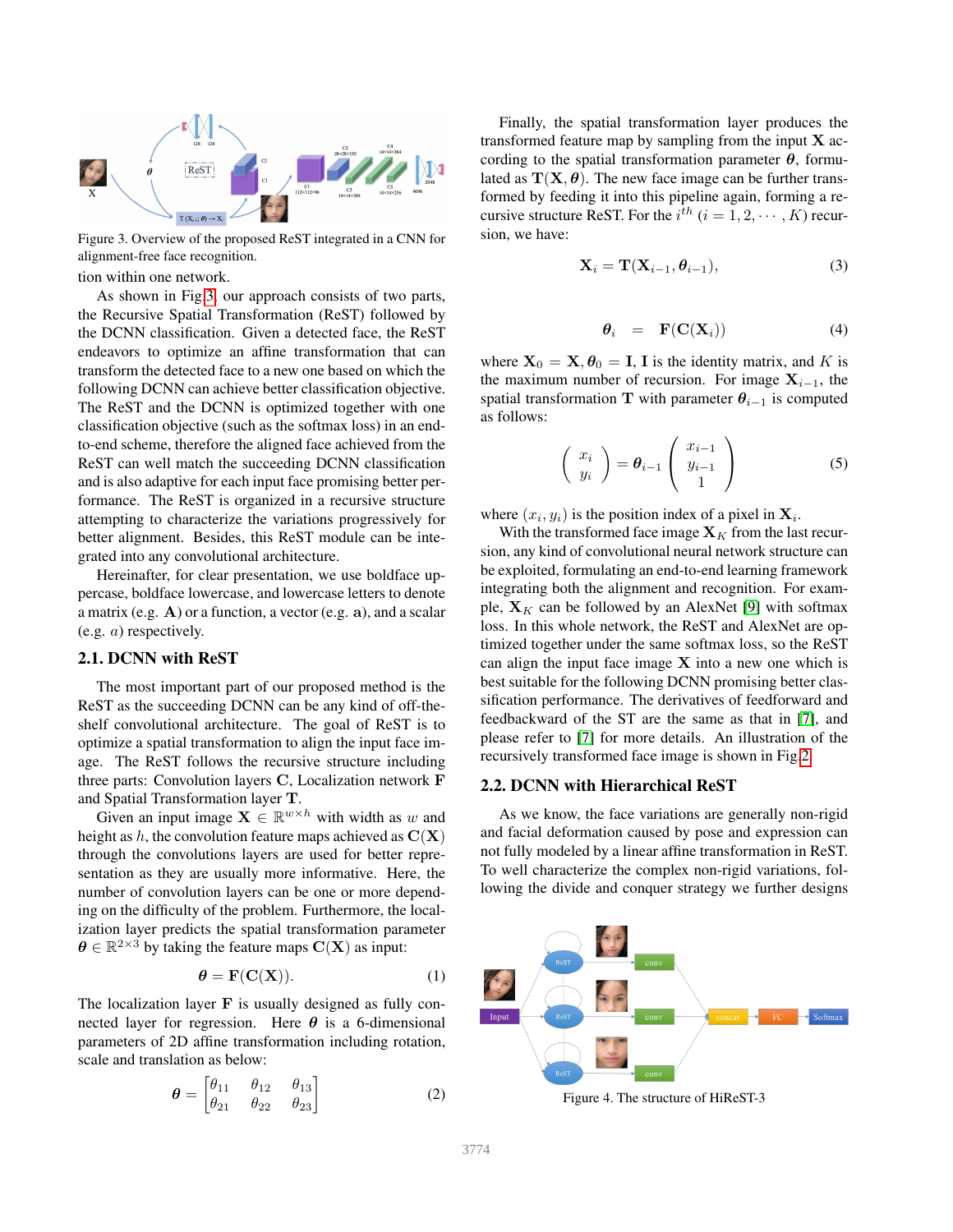Figure 3. Overview of the proposed ReST integrated in a CNN for alignment-free face recognition.

tion within one network.

As shown in Fig 3, our approach consists of two parts, the Recursive Spatial Transformation (ReST) followed by the DCNN classification. Given a detected face, the ReST endeavors to optimize an affine transformation that can transform the detected face to a new one based on which the following DCNN can achieve better classification objective. The ReST and the DCNN is optimized together with one classification objective (such as the softmax loss) in an end-to-end scheme, therefore the aligned face achieved from the ReST can well match the succeeding DCNN classification and is also adaptive for each input face promising better performance. The ReST is organized in a recursive structure attempting to characterize the variations progressively for better alignment. Besides, this ReST module can be integrated into any convolutional architecture.

Hereinafter, for clear presentation, we use boldface uppercase, boldface lowercase, and lowercase letters to denote a matrix (e.g. $\mathbf{A}$) or a function, a vector (e.g. $\mathbf{a}$), and a scalar (e.g. $a$) respectively.

## 2.1. DCNN with ReST

The most important part of our proposed method is the ReST as the succeeding DCNN can be any kind of off-the-shelf convolutional architecture. The goal of ReST is to optimize a spatial transformation to align the input face image. The ReST follows the recursive structure including three parts: Convolution layers $\mathbf{C}$, Localization network $\mathbf{F}$ and Spatial Transformation layer $\mathbf{T}$.

Given an input image $\mathbf{X} \in \mathbb{R}^{w \times h}$ with width as $w$ and height as $h$, the convolution feature maps achieved as $\mathbf{C}(\mathbf{X})$ through the convolutions layers are used for better representation as they are usually more informative. Here, the number of convolution layers can be one or more depending on the difficulty of the problem. Furthermore, the localization layer predicts the spatial transformation parameter $\boldsymbol{\theta} \in \mathbb{R}^{2\times 3}$ by taking the feature maps $\mathbf{C}(\mathbf{X})$ as input:

$$\boldsymbol{\theta} = \mathbf{F}(\mathbf{C}(\mathbf{X})). \tag{1}$$

The localization layer $\mathbf{F}$ is usually designed as fully connected layer for regression. Here $\boldsymbol{\theta}$ is a 6-dimensional parameters of 2D affine transformation including rotation, scale and translation as below:

$$\boldsymbol{\theta} = \begin{bmatrix} \theta_{11} & \theta_{12} & \theta_{13} \\ \theta_{21} & \theta_{22} & \theta_{23} \end{bmatrix} \tag{2}$$

Finally, the spatial transformation layer produces the transformed feature map by sampling from the input $\mathbf{X}$ according to the spatial transformation parameter $\boldsymbol{\theta}$, formulated as $\mathbf{T}(\mathbf{X}, \boldsymbol{\theta})$. The new face image can be further transformed by feeding it into this pipeline again, forming a recursive structure ReST. For the $i^{th}$ $(i = 1, 2, \cdots, K)$ recursion, we have:

$$\mathbf{X}_i = \mathbf{T}(\mathbf{X}_{i-1}, \boldsymbol{\theta}_{i-1}), \tag{3}$$

$$\boldsymbol{\theta}_i = \mathbf{F}(\mathbf{C}(\mathbf{X}_i)) \tag{4}$$

where $\mathbf{X}_0 = \mathbf{X}, \boldsymbol{\theta}_0 = \mathbf{I}$, $\mathbf{I}$ is the identity matrix, and $K$ is the maximum number of recursion. For image $\mathbf{X}_{i-1}$, the spatial transformation $\mathbf{T}$ with parameter $\boldsymbol{\theta}_{i-1}$ is computed as follows:

$$\begin{pmatrix} x_i \\ y_i \end{pmatrix} = \boldsymbol{\theta}_{i-1} \begin{pmatrix} x_{i-1} \\ y_{i-1} \\ 1 \end{pmatrix} \tag{5}$$

where $(x_i, y_i)$ is the position index of a pixel in $\mathbf{X}_i$.

With the transformed face image $\mathbf{X}_K$ from the last recursion, any kind of convolutional neural network structure can be exploited, formulating an end-to-end learning framework integrating both the alignment and recognition. For example, $\mathbf{X}_K$ can be followed by an AlexNet [9] with softmax loss. In this whole network, the ReST and AlexNet are optimized together under the same softmax loss, so the ReST can align the input face image $\mathbf{X}$ into a new one which is best suitable for the following DCNN promising better classification performance. The derivatives of feedforward and feedbackward of the ST are the same as that in [7], and please refer to [7] for more details. An illustration of the recursively transformed face image is shown in Fig 2.

## 2.2. DCNN with Hierarchical ReST

As we know, the face variations are generally non-rigid and facial deformation caused by pose and expression can not fully modeled by a linear affine transformation in ReST. To well characterize the complex non-rigid variations, following the divide and conquer strategy we further designs

Figure 4. The structure of HiReST-3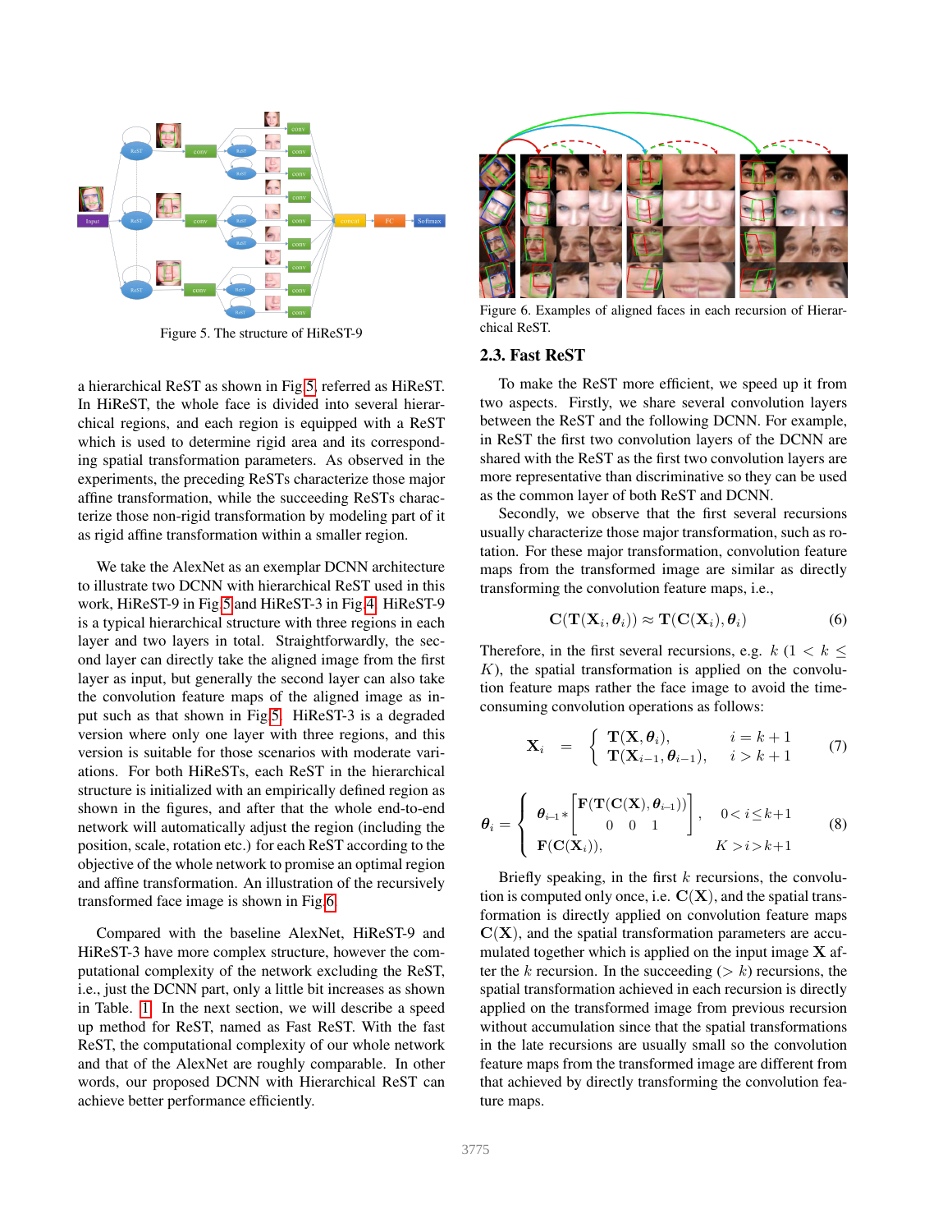Figure 5. The structure of HiReST-9

Figure 6. Examples of aligned faces in each recursion of Hierarchical ReST.

a hierarchical ReST as shown in Fig 5, referred as HiReST. In HiReST, the whole face is divided into several hierarchical regions, and each region is equipped with a ReST which is used to determine rigid area and its corresponding spatial transformation parameters. As observed in the experiments, the preceding ReSTs characterize those major affine transformation, while the succeeding ReSTs characterize those non-rigid transformation by modeling part of it as rigid affine transformation within a smaller region.

We take the AlexNet as an exemplar DCNN architecture to illustrate two DCNN with hierarchical ReST used in this work, HiReST-9 in Fig 5 and HiReST-3 in Fig 4. HiReST-9 is a typical hierarchical structure with three regions in each layer and two layers in total. Straightforwardly, the second layer can directly take the aligned image from the first layer as input, but generally the second layer can also take the convolution feature maps of the aligned image as input such as that shown in Fig 5. HiReST-3 is a degraded version where only one layer with three regions, and this version is suitable for those scenarios with moderate variations. For both HiReSTs, each ReST in the hierarchical structure is initialized with an empirically defined region as shown in the figures, and after that the whole end-to-end network will automatically adjust the region (including the position, scale, rotation etc.) for each ReST according to the objective of the whole network to promise an optimal region and affine transformation. An illustration of the recursively transformed face image is shown in Fig 6.

Compared with the baseline AlexNet, HiReST-9 and HiReST-3 have more complex structure, however the computational complexity of the network excluding the ReST, i.e., just the DCNN part, only a little bit increases as shown in Table. 1. In the next section, we will describe a speed up method for ReST, named as Fast ReST. With the fast ReST, the computational complexity of our whole network and that of the AlexNet are roughly comparable. In other words, our proposed DCNN with Hierarchical ReST can achieve better performance efficiently.

### 2.3. Fast ReST

To make the ReST more efficient, we speed up it from two aspects. Firstly, we share several convolution layers between the ReST and the following DCNN. For example, in ReST the first two convolution layers of the DCNN are shared with the ReST as the first two convolution layers are more representative than discriminative so they can be used as the common layer of both ReST and DCNN.

Secondly, we observe that the first several recursions usually characterize those major transformation, such as rotation. For these major transformation, convolution feature maps from the transformed image are similar as directly transforming the convolution feature maps, i.e.,

$$\mathbf{C}(\mathbf{T}(\mathbf{X}_i, \boldsymbol{\theta}_i)) \approx \mathbf{T}(\mathbf{C}(\mathbf{X}_i), \boldsymbol{\theta}_i) \tag{6}$$

Therefore, in the first several recursions, e.g. $k$ $(1 < k \leq K)$, the spatial transformation is applied on the convolution feature maps rather the face image to avoid the time-consuming convolution operations as follows:

$$\mathbf{X}_i = \begin{cases} \mathbf{T}(\mathbf{X}, \boldsymbol{\theta}_i), & i = k+1 \\ \mathbf{T}(\mathbf{X}_{i-1}, \boldsymbol{\theta}_{i-1}), & i > k+1 \end{cases} \tag{7}$$

$$\boldsymbol{\theta}_i = \begin{cases} \boldsymbol{\theta}_{i-1} * \begin{bmatrix} \mathbf{F}(\mathbf{T}(\mathbf{C}(\mathbf{X}), \boldsymbol{\theta}_{i-1})) \\ 0 \quad 0 \quad 1 \end{bmatrix}, & 0 < i \leq k+1 \\ \mathbf{F}(\mathbf{C}(\mathbf{X}_i)), & K > i > k+1 \end{cases} \tag{8}$$

Briefly speaking, in the first $k$ recursions, the convolution is computed only once, i.e. $\mathbf{C}(\mathbf{X})$, and the spatial transformation is directly applied on convolution feature maps $\mathbf{C}(\mathbf{X})$, and the spatial transformation parameters are accumulated together which is applied on the input image $\mathbf{X}$ after the $k$ recursion. In the succeeding ($> k$) recursions, the spatial transformation achieved in each recursion is directly applied on the transformed image from previous recursion without accumulation since that the spatial transformations in the late recursions are usually small so the convolution feature maps from the transformed image are different from that achieved by directly transforming the convolution feature maps.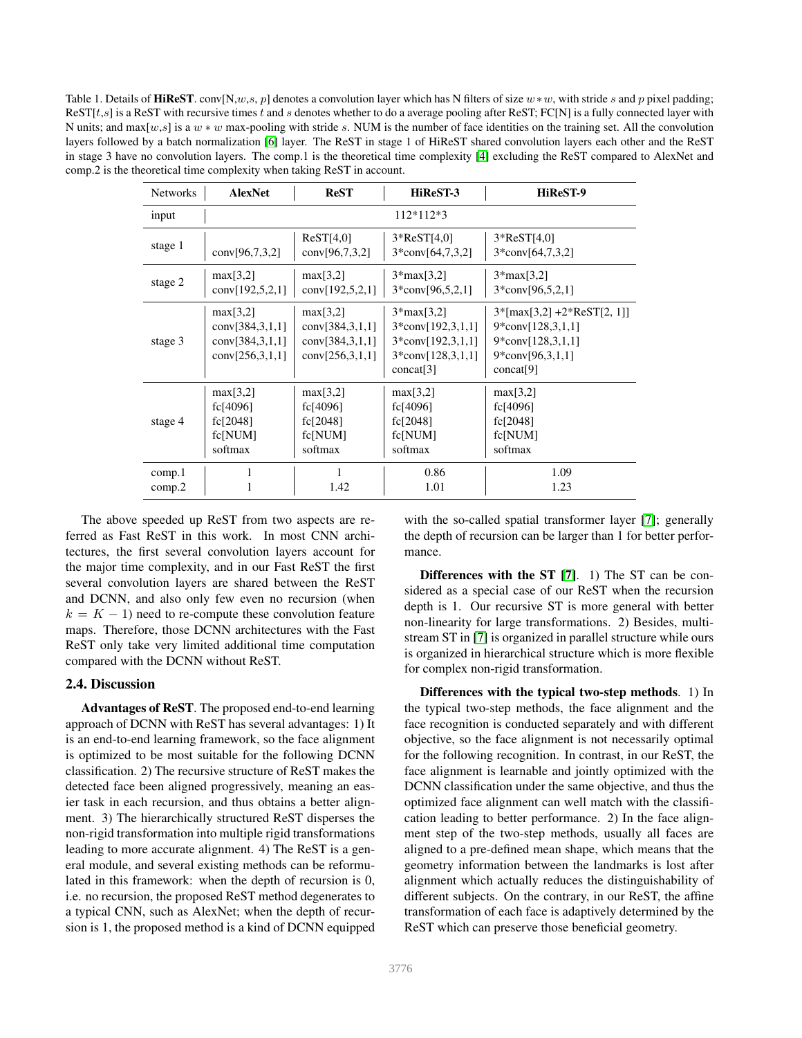Table 1. Details of **HiReST**. conv[N,$w$,$s$, $p$] denotes a convolution layer which has N filters of size $w * w$, with stride $s$ and $p$ pixel padding; ReST[$t$,$s$] is a ReST with recursive times $t$ and $s$ denotes whether to do a average pooling after ReST; FC[N] is a fully connected layer with N units; and max[$w$,$s$] is a $w * w$ max-pooling with stride $s$. NUM is the number of face identities on the training set. All the convolution layers followed by a batch normalization [6] layer. The ReST in stage 1 of HiReST shared convolution layers each other and the ReST in stage 3 have no convolution layers. The comp.1 is the theoretical time complexity [4] excluding the ReST compared to AlexNet and comp.2 is the theoretical time complexity when taking ReST in account.

| Networks | **AlexNet** | **ReST** | **HiReST-3** | **HiReST-9** |
|---|---|---|---|---|
| input | 112\*112\*3 | | | |
| stage 1 | conv[96,7,3,2] | ReST[4,0]<br>conv[96,7,3,2] | 3\*ReST[4,0]<br>3\*conv[64,7,3,2] | 3\*ReST[4,0]<br>3\*conv[64,7,3,2] |
| stage 2 | max[3,2]<br>conv[192,5,2,1] | max[3,2]<br>conv[192,5,2,1] | 3\*max[3,2]<br>3\*conv[96,5,2,1] | 3\*max[3,2]<br>3\*conv[96,5,2,1] |
| stage 3 | max[3,2]<br>conv[384,3,1,1]<br>conv[384,3,1,1]<br>conv[256,3,1,1] | max[3,2]<br>conv[384,3,1,1]<br>conv[384,3,1,1]<br>conv[256,3,1,1] | 3\*max[3,2]<br>3\*conv[192,3,1,1]<br>3\*conv[192,3,1,1]<br>3\*conv[128,3,1,1]<br>concat[3] | 3\*[max[3,2] +2\*ReST[2, 1]]<br>9\*conv[128,3,1,1]<br>9\*conv[128,3,1,1]<br>9\*conv[96,3,1,1]<br>concat[9] |
| stage 4 | max[3,2]<br>fc[4096]<br>fc[2048]<br>fc[NUM]<br>softmax | max[3,2]<br>fc[4096]<br>fc[2048]<br>fc[NUM]<br>softmax | max[3,2]<br>fc[4096]<br>fc[2048]<br>fc[NUM]<br>softmax | max[3,2]<br>fc[4096]<br>fc[2048]<br>fc[NUM]<br>softmax |
| comp.1 | 1 | 1 | 0.86 | 1.09 |
| comp.2 | 1 | 1.42 | 1.01 | 1.23 |

The above speeded up ReST from two aspects are referred as Fast ReST in this work. In most CNN architectures, the first several convolution layers account for the major time complexity, and in our Fast ReST the first several convolution layers are shared between the ReST and DCNN, and also only few even no recursion (when $k = K - 1$) need to re-compute these convolution feature maps. Therefore, those DCNN architectures with the Fast ReST only take very limited additional time computation compared with the DCNN without ReST.

## 2.4. Discussion

**Advantages of ReST**. The proposed end-to-end learning approach of DCNN with ReST has several advantages: 1) It is an end-to-end learning framework, so the face alignment is optimized to be most suitable for the following DCNN classification. 2) The recursive structure of ReST makes the detected face been aligned progressively, meaning an easier task in each recursion, and thus obtains a better alignment. 3) The hierarchically structured ReST disperses the non-rigid transformation into multiple rigid transformations leading to more accurate alignment. 4) The ReST is a general module, and several existing methods can be reformulated in this framework: when the depth of recursion is 0, i.e. no recursion, the proposed ReST method degenerates to a typical CNN, such as AlexNet; when the depth of recursion is 1, the proposed method is a kind of DCNN equipped with the so-called spatial transformer layer [7]; generally the depth of recursion can be larger than 1 for better performance.

**Differences with the ST [7]**. 1) The ST can be considered as a special case of our ReST when the recursion depth is 1. Our recursive ST is more general with better non-linearity for large transformations. 2) Besides, multi-stream ST in [7] is organized in parallel structure while ours is organized in hierarchical structure which is more flexible for complex non-rigid transformation.

**Differences with the typical two-step methods**. 1) In the typical two-step methods, the face alignment and the face recognition is conducted separately and with different objective, so the face alignment is not necessarily optimal for the following recognition. In contrast, in our ReST, the face alignment is learnable and jointly optimized with the DCNN classification under the same objective, and thus the optimized face alignment can well match with the classification leading to better performance. 2) In the face alignment step of the two-step methods, usually all faces are aligned to a pre-defined mean shape, which means that the geometry information between the landmarks is lost after alignment which actually reduces the distinguishability of different subjects. On the contrary, in our ReST, the affine transformation of each face is adaptively determined by the ReST which can preserve those beneficial geometry.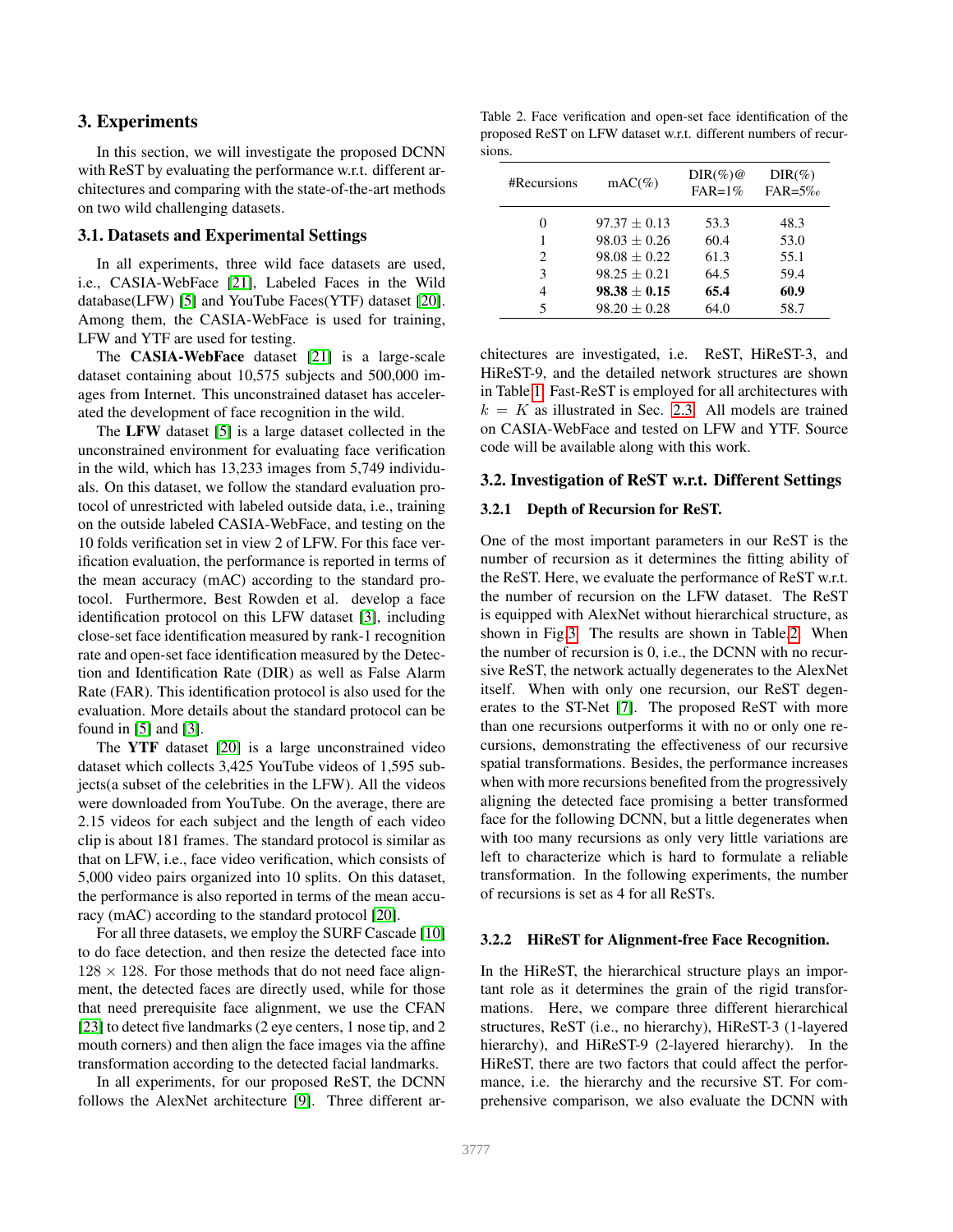## 3. Experiments

In this section, we will investigate the proposed DCNN with ReST by evaluating the performance w.r.t. different architectures and comparing with the state-of-the-art methods on two wild challenging datasets.

### 3.1. Datasets and Experimental Settings

In all experiments, three wild face datasets are used, i.e., CASIA-WebFace [21], Labeled Faces in the Wild database(LFW) [5] and YouTube Faces(YTF) dataset [20]. Among them, the CASIA-WebFace is used for training, LFW and YTF are used for testing.

The **CASIA-WebFace** dataset [21] is a large-scale dataset containing about 10,575 subjects and 500,000 images from Internet. This unconstrained dataset has accelerated the development of face recognition in the wild.

The **LFW** dataset [5] is a large dataset collected in the unconstrained environment for evaluating face verification in the wild, which has 13,233 images from 5,749 individuals. On this dataset, we follow the standard evaluation protocol of unrestricted with labeled outside data, i.e., training on the outside labeled CASIA-WebFace, and testing on the 10 folds verification set in view 2 of LFW. For this face verification evaluation, the performance is reported in terms of the mean accuracy (mAC) according to the standard protocol. Furthermore, Best Rowden et al. develop a face identification protocol on this LFW dataset [3], including close-set face identification measured by rank-1 recognition rate and open-set face identification measured by the Detection and Identification Rate (DIR) as well as False Alarm Rate (FAR). This identification protocol is also used for the evaluation. More details about the standard protocol can be found in [5] and [3].

The **YTF** dataset [20] is a large unconstrained video dataset which collects 3,425 YouTube videos of 1,595 subjects(a subset of the celebrities in the LFW). All the videos were downloaded from YouTube. On the average, there are 2.15 videos for each subject and the length of each video clip is about 181 frames. The standard protocol is similar as that on LFW, i.e., face video verification, which consists of 5,000 video pairs organized into 10 splits. On this dataset, the performance is also reported in terms of the mean accuracy (mAC) according to the standard protocol [20].

For all three datasets, we employ the SURF Cascade [10] to do face detection, and then resize the detected face into $128 \times 128$. For those methods that do not need face alignment, the detected faces are directly used, while for those that need prerequisite face alignment, we use the CFAN [23] to detect five landmarks (2 eye centers, 1 nose tip, and 2 mouth corners) and then align the face images via the affine transformation according to the detected facial landmarks.

In all experiments, for our proposed ReST, the DCNN follows the AlexNet architecture [9]. Three different architectures are investigated, i.e. ReST, HiReST-3, and HiReST-9, and the detailed network structures are shown in Table 1. Fast-ReST is employed for all architectures with $k = K$ as illustrated in Sec. 2.3. All models are trained on CASIA-WebFace and tested on LFW and YTF. Source code will be available along with this work.

Table 2. Face verification and open-set face identification of the proposed ReST on LFW dataset w.r.t. different numbers of recursions.

| #Recursions | mAC(%) | DIR(%)@ FAR=1% | DIR(%) FAR=5‰ |
|---|---|---|---|
| 0 | $97.37 \pm 0.13$ | 53.3 | 48.3 |
| 1 | $98.03 \pm 0.26$ | 60.4 | 53.0 |
| 2 | $98.08 \pm 0.22$ | 61.3 | 55.1 |
| 3 | $98.25 \pm 0.21$ | 64.5 | 59.4 |
| 4 | $\mathbf{98.38 \pm 0.15}$ | **65.4** | **60.9** |
| 5 | $98.20 \pm 0.28$ | 64.0 | 58.7 |

### 3.2. Investigation of ReST w.r.t. Different Settings

#### 3.2.1 Depth of Recursion for ReST.

One of the most important parameters in our ReST is the number of recursion as it determines the fitting ability of the ReST. Here, we evaluate the performance of ReST w.r.t. the number of recursion on the LFW dataset. The ReST is equipped with AlexNet without hierarchical structure, as shown in Fig.3. The results are shown in Table.2. When the number of recursion is 0, i.e., the DCNN with no recursive ReST, the network actually degenerates to the AlexNet itself. When with only one recursion, our ReST degenerates to the ST-Net [7]. The proposed ReST with more than one recursions outperforms it with no or only one recursions, demonstrating the effectiveness of our recursive spatial transformations. Besides, the performance increases when with more recursions benefited from the progressively aligning the detected face promising a better transformed face for the following DCNN, but a little degenerates when with too many recursions as only very little variations are left to characterize which is hard to formulate a reliable transformation. In the following experiments, the number of recursions is set as 4 for all ReSTs.

#### 3.2.2 HiReST for Alignment-free Face Recognition.

In the HiReST, the hierarchical structure plays an important role as it determines the grain of the rigid transformations. Here, we compare three different hierarchical structures, ReST (i.e., no hierarchy), HiReST-3 (1-layered hierarchy), and HiReST-9 (2-layered hierarchy). In the HiReST, there are two factors that could affect the performance, i.e. the hierarchy and the recursive ST. For comprehensive comparison, we also evaluate the DCNN with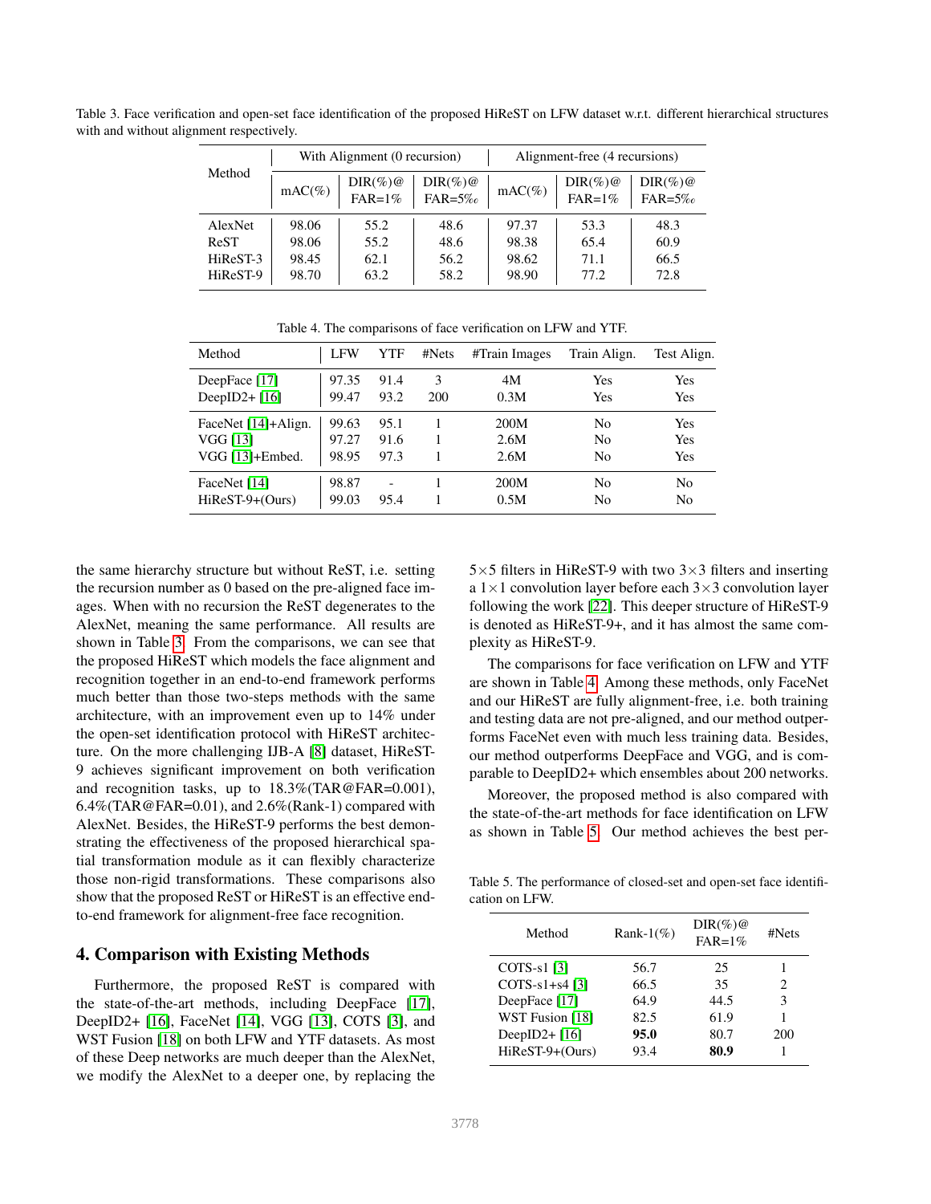Table 3. Face verification and open-set face identification of the proposed HiReST on LFW dataset w.r.t. different hierarchical structures with and without alignment respectively.

| Method | With Alignment (0 recursion) | | | Alignment-free (4 recursions) | | |
|---|---|---|---|---|---|---|
| | mAC(%) | DIR(%)@FAR=1% | DIR(%)@FAR=5‰ | mAC(%) | DIR(%)@FAR=1% | DIR(%)@FAR=5‰ |
| AlexNet | 98.06 | 55.2 | 48.6 | 97.37 | 53.3 | 48.3 |
| ReST | 98.06 | 55.2 | 48.6 | 98.38 | 65.4 | 60.9 |
| HiReST-3 | 98.45 | 62.1 | 56.2 | 98.62 | 71.1 | 66.5 |
| HiReST-9 | 98.70 | 63.2 | 58.2 | 98.90 | 77.2 | 72.8 |

Table 4. The comparisons of face verification on LFW and YTF.

| Method | LFW | YTF | #Nets | #Train Images | Train Align. | Test Align. |
|---|---|---|---|---|---|---|
| DeepFace [17] | 97.35 | 91.4 | 3 | 4M | Yes | Yes |
| DeepID2+ [16] | 99.47 | 93.2 | 200 | 0.3M | Yes | Yes |
| FaceNet [14]+Align. | 99.63 | 95.1 | 1 | 200M | No | Yes |
| VGG [13] | 97.27 | 91.6 | 1 | 2.6M | No | Yes |
| VGG [13]+Embed. | 98.95 | 97.3 | 1 | 2.6M | No | Yes |
| FaceNet [14] | 98.87 | - | 1 | 200M | No | No |
| HiReST-9+(Ours) | 99.03 | 95.4 | 1 | 0.5M | No | No |

the same hierarchy structure but without ReST, i.e. setting the recursion number as 0 based on the pre-aligned face images. When with no recursion the ReST degenerates to the AlexNet, meaning the same performance. All results are shown in Table 3. From the comparisons, we can see that the proposed HiReST which models the face alignment and recognition together in an end-to-end framework performs much better than those two-steps methods with the same architecture, with an improvement even up to 14% under the open-set identification protocol with HiReST architecture. On the more challenging IJB-A [8] dataset, HiReST-9 achieves significant improvement on both verification and recognition tasks, up to 18.3%(TAR@FAR=0.001), 6.4%(TAR@FAR=0.01), and 2.6%(Rank-1) compared with AlexNet. Besides, the HiReST-9 performs the best demonstrating the effectiveness of the proposed hierarchical spatial transformation module as it can flexibly characterize those non-rigid transformations. These comparisons also show that the proposed ReST or HiReST is an effective end-to-end framework for alignment-free face recognition.

## 4. Comparison with Existing Methods

Furthermore, the proposed ReST is compared with the state-of-the-art methods, including DeepFace [17], DeepID2+ [16], FaceNet [14], VGG [13], COTS [3], and WST Fusion [18] on both LFW and YTF datasets. As most of these Deep networks are much deeper than the AlexNet, we modify the AlexNet to a deeper one, by replacing the $5\times5$ filters in HiReST-9 with two $3\times3$ filters and inserting a $1\times1$ convolution layer before each $3\times3$ convolution layer following the work [22]. This deeper structure of HiReST-9 is denoted as HiReST-9+, and it has almost the same complexity as HiReST-9.

The comparisons for face verification on LFW and YTF are shown in Table 4. Among these methods, only FaceNet and our HiReST are fully alignment-free, i.e. both training and testing data are not pre-aligned, and our method outperforms FaceNet even with much less training data. Besides, our method outperforms DeepFace and VGG, and is comparable to DeepID2+ which ensembles about 200 networks.

Moreover, the proposed method is also compared with the state-of-the-art methods for face identification on LFW as shown in Table 5. Our method achieves the best per-

Table 5. The performance of closed-set and open-set face identification on LFW.

| Method | Rank-1(%) | DIR(%)@FAR=1% | #Nets |
|---|---|---|---|
| COTS-s1 [3] | 56.7 | 25 | 1 |
| COTS-s1+s4 [3] | 66.5 | 35 | 2 |
| DeepFace [17] | 64.9 | 44.5 | 3 |
| WST Fusion [18] | 82.5 | 61.9 | 1 |
| DeepID2+ [16] | **95.0** | 80.7 | 200 |
| HiReST-9+(Ours) | 93.4 | **80.9** | 1 |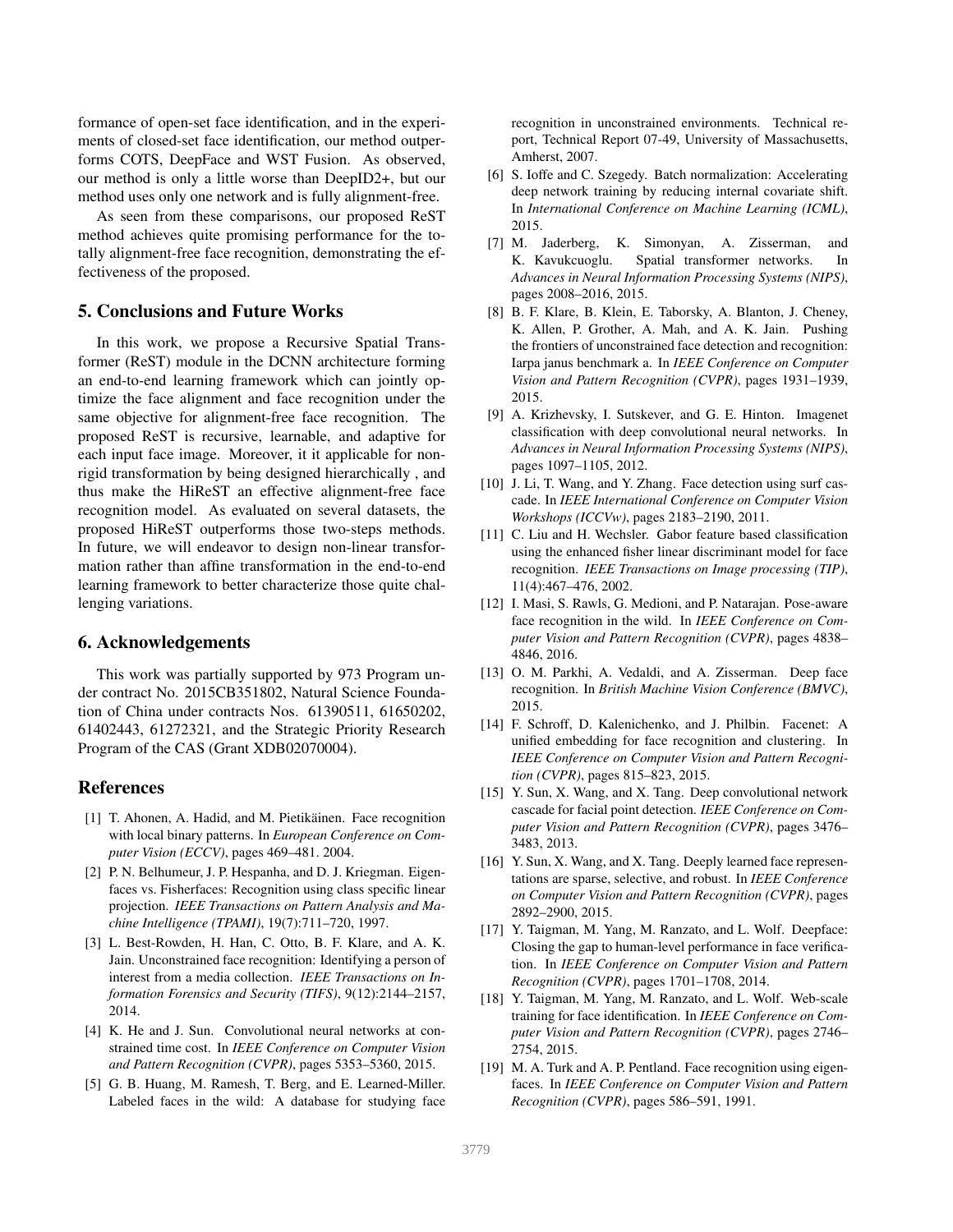formance of open-set face identification, and in the experiments of closed-set face identification, our method outperforms COTS, DeepFace and WST Fusion. As observed, our method is only a little worse than DeepID2+, but our method uses only one network and is fully alignment-free.

As seen from these comparisons, our proposed ReST method achieves quite promising performance for the totally alignment-free face recognition, demonstrating the effectiveness of the proposed.

## 5. Conclusions and Future Works

In this work, we propose a Recursive Spatial Transformer (ReST) module in the DCNN architecture forming an end-to-end learning framework which can jointly optimize the face alignment and face recognition under the same objective for alignment-free face recognition. The proposed ReST is recursive, learnable, and adaptive for each input face image. Moreover, it it applicable for non-rigid transformation by being designed hierarchically , and thus make the HiReST an effective alignment-free face recognition model. As evaluated on several datasets, the proposed HiReST outperforms those two-steps methods. In future, we will endeavor to design non-linear transformation rather than affine transformation in the end-to-end learning framework to better characterize those quite challenging variations.

## 6. Acknowledgements

This work was partially supported by 973 Program under contract No. 2015CB351802, Natural Science Foundation of China under contracts Nos. 61390511, 61650202, 61402443, 61272321, and the Strategic Priority Research Program of the CAS (Grant XDB02070004).

## References

[1] T. Ahonen, A. Hadid, and M. Pietikäinen. Face recognition with local binary patterns. In *European Conference on Computer Vision (ECCV)*, pages 469–481. 2004.

[2] P. N. Belhumeur, J. P. Hespanha, and D. J. Kriegman. Eigenfaces vs. Fisherfaces: Recognition using class specific linear projection. *IEEE Transactions on Pattern Analysis and Machine Intelligence (TPAMI)*, 19(7):711–720, 1997.

[3] L. Best-Rowden, H. Han, C. Otto, B. F. Klare, and A. K. Jain. Unconstrained face recognition: Identifying a person of interest from a media collection. *IEEE Transactions on Information Forensics and Security (TIFS)*, 9(12):2144–2157, 2014.

[4] K. He and J. Sun. Convolutional neural networks at constrained time cost. In *IEEE Conference on Computer Vision and Pattern Recognition (CVPR)*, pages 5353–5360, 2015.

[5] G. B. Huang, M. Ramesh, T. Berg, and E. Learned-Miller. Labeled faces in the wild: A database for studying face recognition in unconstrained environments. Technical report, Technical Report 07-49, University of Massachusetts, Amherst, 2007.

[6] S. Ioffe and C. Szegedy. Batch normalization: Accelerating deep network training by reducing internal covariate shift. In *International Conference on Machine Learning (ICML)*, 2015.

[7] M. Jaderberg, K. Simonyan, A. Zisserman, and K. Kavukcuoglu. Spatial transformer networks. In *Advances in Neural Information Processing Systems (NIPS)*, pages 2008–2016, 2015.

[8] B. F. Klare, B. Klein, E. Taborsky, A. Blanton, J. Cheney, K. Allen, P. Grother, A. Mah, and A. K. Jain. Pushing the frontiers of unconstrained face detection and recognition: Iarpa janus benchmark a. In *IEEE Conference on Computer Vision and Pattern Recognition (CVPR)*, pages 1931–1939, 2015.

[9] A. Krizhevsky, I. Sutskever, and G. E. Hinton. Imagenet classification with deep convolutional neural networks. In *Advances in Neural Information Processing Systems (NIPS)*, pages 1097–1105, 2012.

[10] J. Li, T. Wang, and Y. Zhang. Face detection using surf cascade. In *IEEE International Conference on Computer Vision Workshops (ICCVw)*, pages 2183–2190, 2011.

[11] C. Liu and H. Wechsler. Gabor feature based classification using the enhanced fisher linear discriminant model for face recognition. *IEEE Transactions on Image processing (TIP)*, 11(4):467–476, 2002.

[12] I. Masi, S. Rawls, G. Medioni, and P. Natarajan. Pose-aware face recognition in the wild. In *IEEE Conference on Computer Vision and Pattern Recognition (CVPR)*, pages 4838–4846, 2016.

[13] O. M. Parkhi, A. Vedaldi, and A. Zisserman. Deep face recognition. In *British Machine Vision Conference (BMVC)*, 2015.

[14] F. Schroff, D. Kalenichenko, and J. Philbin. Facenet: A unified embedding for face recognition and clustering. In *IEEE Conference on Computer Vision and Pattern Recognition (CVPR)*, pages 815–823, 2015.

[15] Y. Sun, X. Wang, and X. Tang. Deep convolutional network cascade for facial point detection. *IEEE Conference on Computer Vision and Pattern Recognition (CVPR)*, pages 3476–3483, 2013.

[16] Y. Sun, X. Wang, and X. Tang. Deeply learned face representations are sparse, selective, and robust. In *IEEE Conference on Computer Vision and Pattern Recognition (CVPR)*, pages 2892–2900, 2015.

[17] Y. Taigman, M. Yang, M. Ranzato, and L. Wolf. Deepface: Closing the gap to human-level performance in face verification. In *IEEE Conference on Computer Vision and Pattern Recognition (CVPR)*, pages 1701–1708, 2014.

[18] Y. Taigman, M. Yang, M. Ranzato, and L. Wolf. Web-scale training for face identification. In *IEEE Conference on Computer Vision and Pattern Recognition (CVPR)*, pages 2746–2754, 2015.

[19] M. A. Turk and A. P. Pentland. Face recognition using eigenfaces. In *IEEE Conference on Computer Vision and Pattern Recognition (CVPR)*, pages 586–591, 1991.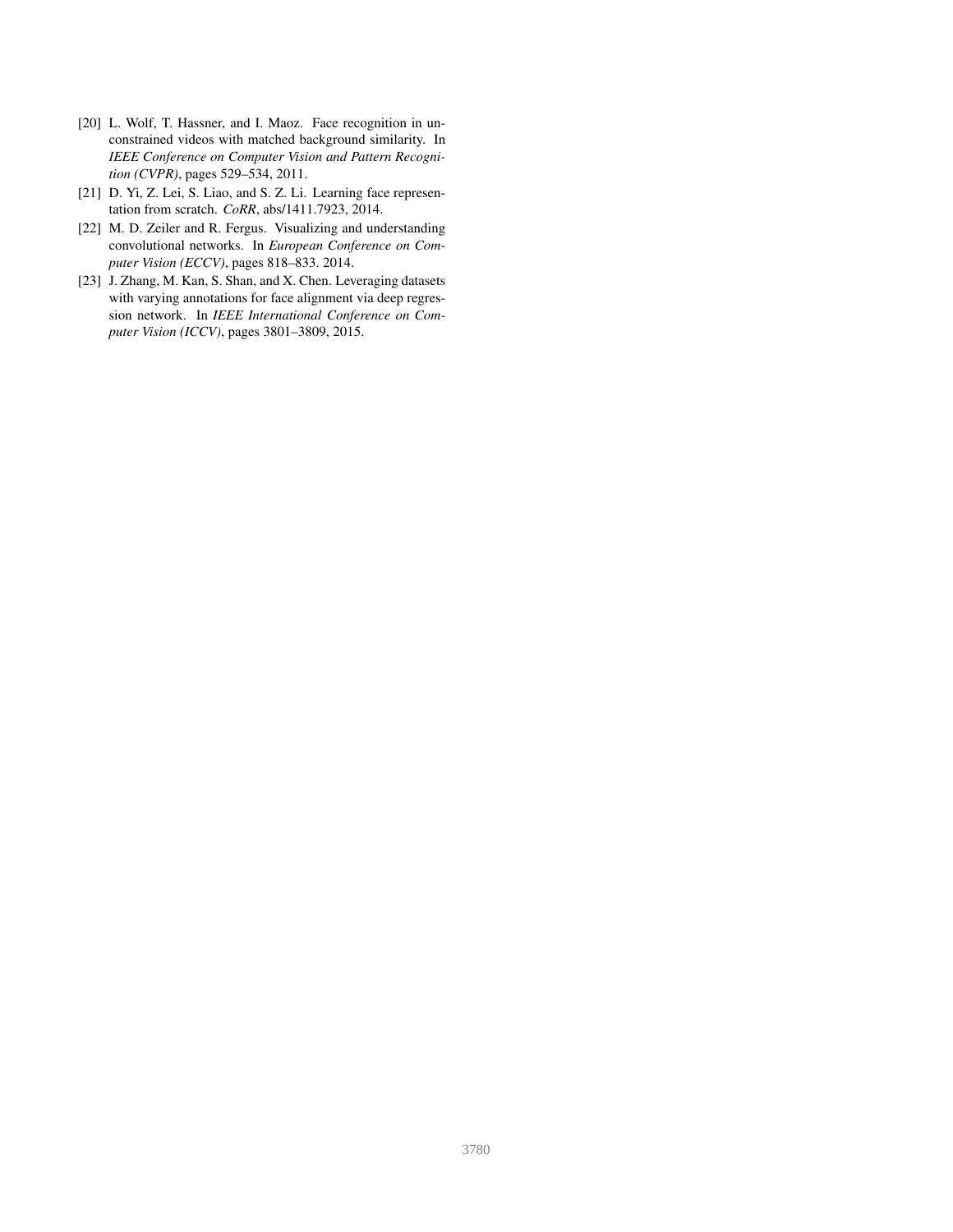[20] L. Wolf, T. Hassner, and I. Maoz. Face recognition in unconstrained videos with matched background similarity. In *IEEE Conference on Computer Vision and Pattern Recognition (CVPR)*, pages 529–534, 2011.

[21] D. Yi, Z. Lei, S. Liao, and S. Z. Li. Learning face representation from scratch. *CoRR*, abs/1411.7923, 2014.

[22] M. D. Zeiler and R. Fergus. Visualizing and understanding convolutional networks. In *European Conference on Computer Vision (ECCV)*, pages 818–833. 2014.

[23] J. Zhang, M. Kan, S. Shan, and X. Chen. Leveraging datasets with varying annotations for face alignment via deep regression network. In *IEEE International Conference on Computer Vision (ICCV)*, pages 3801–3809, 2015.